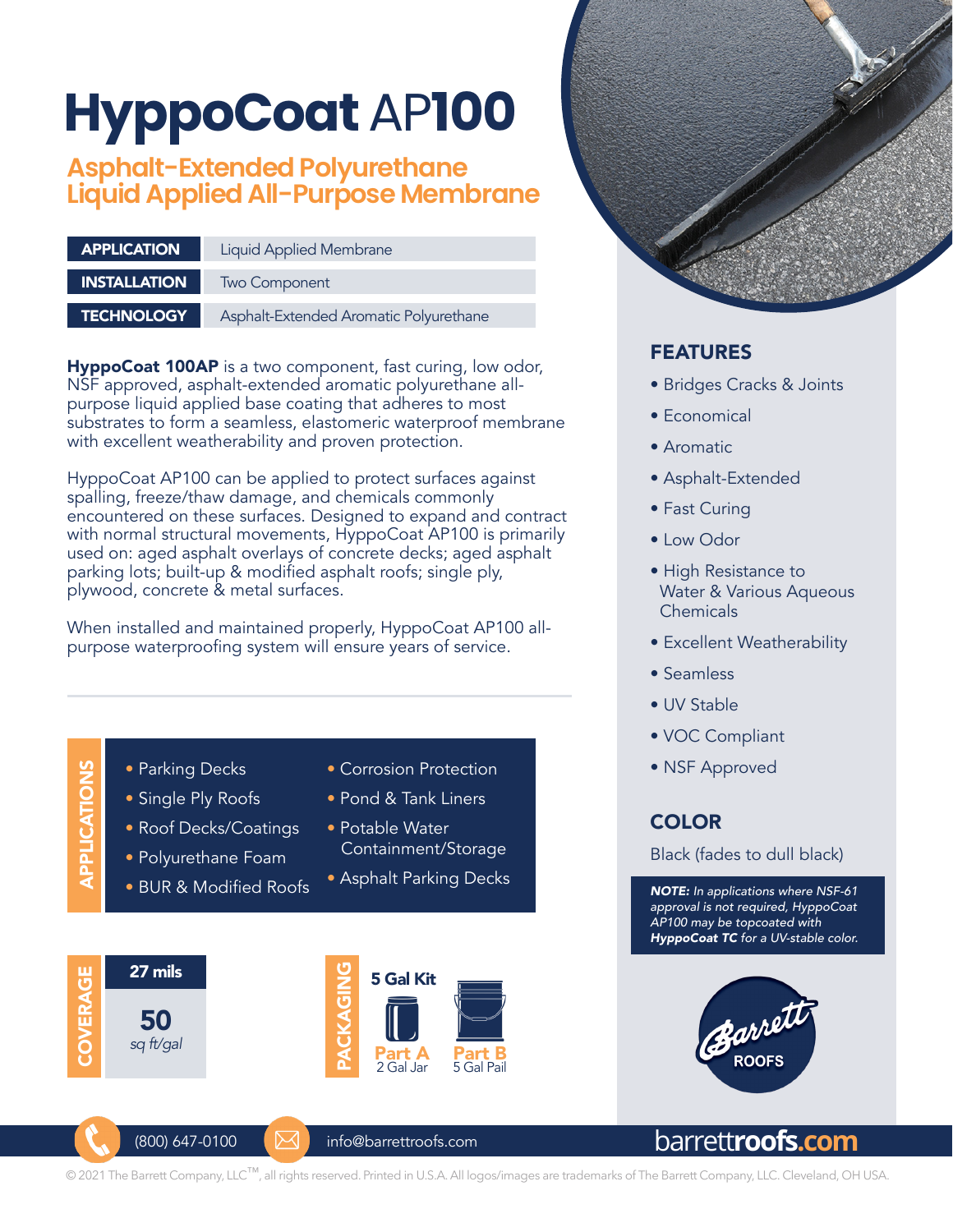# HyppoCoat AP100

## Asphalt-Extended Polyurethane Liquid Applied All-Purpose Membrane

| | |
|---|---|
| **APPLICATION** | Liquid Applied Membrane |
| **INSTALLATION** | Two Component |
| **TECHNOLOGY** | Asphalt-Extended Aromatic Polyurethane |

**HyppoCoat 100AP** is a two component, fast curing, low odor, NSF approved, asphalt-extended aromatic polyurethane all-purpose liquid applied base coating that adheres to most substrates to form a seamless, elastomeric waterproof membrane with excellent weatherability and proven protection.

HyppoCoat AP100 can be applied to protect surfaces against spalling, freeze/thaw damage, and chemicals commonly encountered on these surfaces. Designed to expand and contract with normal structural movements, HyppoCoat AP100 is primarily used on: aged asphalt overlays of concrete decks; aged asphalt parking lots; built-up & modified asphalt roofs; single ply, plywood, concrete & metal surfaces.

When installed and maintained properly, HyppoCoat AP100 all-purpose waterproofing system will ensure years of service.

## APPLICATIONS

- Parking Decks
- Single Ply Roofs
- Roof Decks/Coatings
- Polyurethane Foam
- BUR & Modified Roofs
- Corrosion Protection
- Pond & Tank Liners
- Potable Water Containment/Storage
- Asphalt Parking Decks

## COVERAGE

**27 mils**

**50** *sq ft/gal*

## PACKAGING

**5 Gal Kit**

- **Part A** – 2 Gal Jar
- **Part B** – 5 Gal Pail

## FEATURES

- Bridges Cracks & Joints
- Economical
- Aromatic
- Asphalt-Extended
- Fast Curing
- Low Odor
- High Resistance to Water & Various Aqueous Chemicals
- Excellent Weatherability
- Seamless
- UV Stable
- VOC Compliant
- NSF Approved

## COLOR

Black (fades to dull black)

***NOTE:*** *In applications where NSF-61 approval is not required, HyppoCoat AP100 may be topcoated with **HyppoCoat TC** for a UV-stable color.*

Barrett ROOFS

(800) 647-0100 info@barrettroofs.com barrettroofs.com

© 2021 The Barrett Company, LLC™, all rights reserved. Printed in U.S.A. All logos/images are trademarks of The Barrett Company, LLC. Cleveland, OH USA.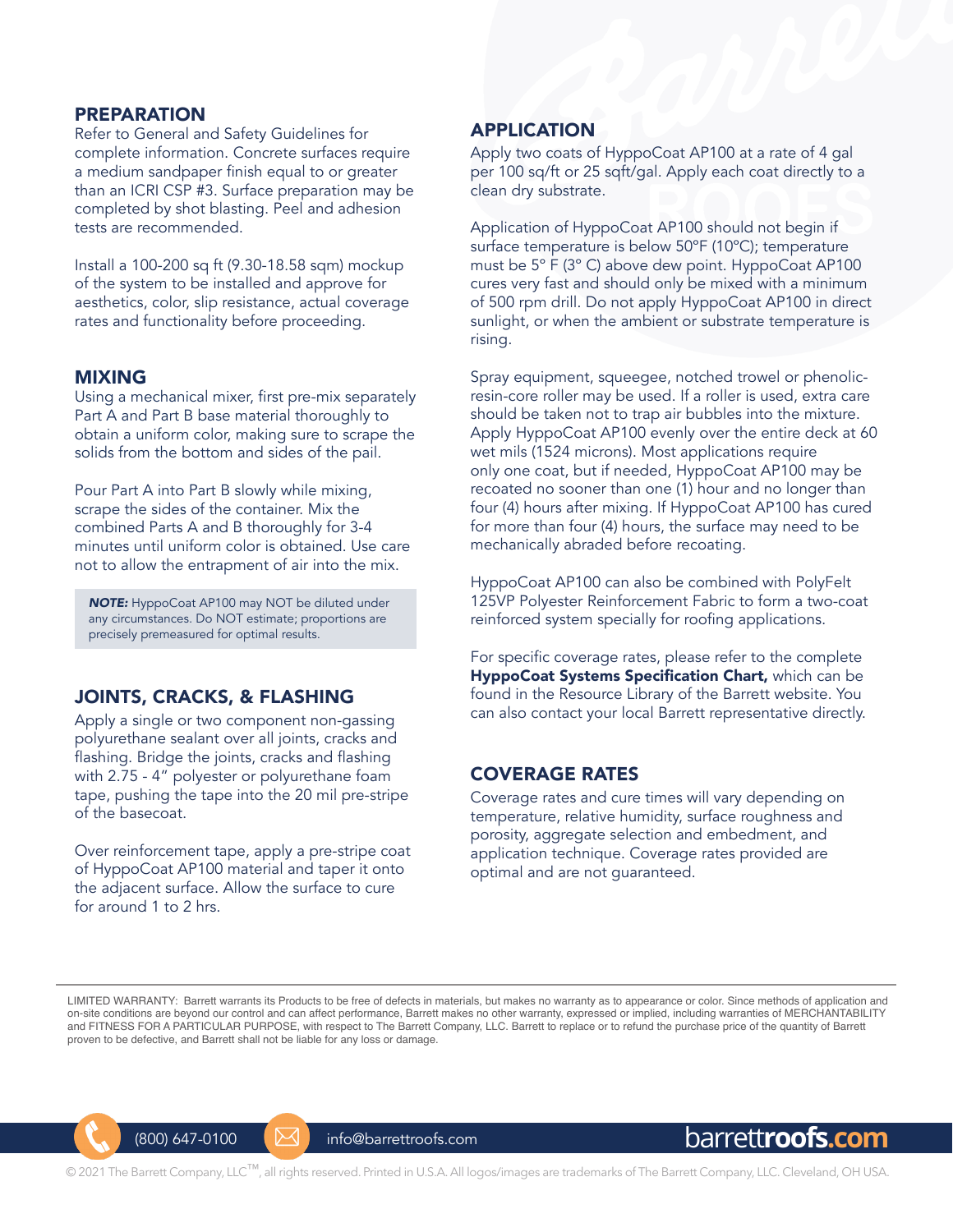## PREPARATION

Refer to General and Safety Guidelines for complete information. Concrete surfaces require a medium sandpaper finish equal to or greater than an ICRI CSP #3. Surface preparation may be completed by shot blasting. Peel and adhesion tests are recommended.

Install a 100-200 sq ft (9.30-18.58 sqm) mockup of the system to be installed and approve for aesthetics, color, slip resistance, actual coverage rates and functionality before proceeding.

## MIXING

Using a mechanical mixer, first pre-mix separately Part A and Part B base material thoroughly to obtain a uniform color, making sure to scrape the solids from the bottom and sides of the pail.

Pour Part A into Part B slowly while mixing, scrape the sides of the container. Mix the combined Parts A and B thoroughly for 3-4 minutes until uniform color is obtained. Use care not to allow the entrapment of air into the mix.

> ***NOTE:*** HyppoCoat AP100 may NOT be diluted under any circumstances. Do NOT estimate; proportions are precisely premeasured for optimal results.

## JOINTS, CRACKS, & FLASHING

Apply a single or two component non-gassing polyurethane sealant over all joints, cracks and flashing. Bridge the joints, cracks and flashing with 2.75 - 4" polyester or polyurethane foam tape, pushing the tape into the 20 mil pre-stripe of the basecoat.

Over reinforcement tape, apply a pre-stripe coat of HyppoCoat AP100 material and taper it onto the adjacent surface. Allow the surface to cure for around 1 to 2 hrs.

## APPLICATION

Apply two coats of HyppoCoat AP100 at a rate of 4 gal per 100 sq/ft or 25 sqft/gal. Apply each coat directly to a clean dry substrate.

Application of HyppoCoat AP100 should not begin if surface temperature is below 50°F (10°C); temperature must be 5° F (3° C) above dew point. HyppoCoat AP100 cures very fast and should only be mixed with a minimum of 500 rpm drill. Do not apply HyppoCoat AP100 in direct sunlight, or when the ambient or substrate temperature is rising.

Spray equipment, squeegee, notched trowel or phenolic-resin-core roller may be used. If a roller is used, extra care should be taken not to trap air bubbles into the mixture. Apply HyppoCoat AP100 evenly over the entire deck at 60 wet mils (1524 microns). Most applications require only one coat, but if needed, HyppoCoat AP100 may be recoated no sooner than one (1) hour and no longer than four (4) hours after mixing. If HyppoCoat AP100 has cured for more than four (4) hours, the surface may need to be mechanically abraded before recoating.

HyppoCoat AP100 can also be combined with PolyFelt 125VP Polyester Reinforcement Fabric to form a two-coat reinforced system specially for roofing applications.

For specific coverage rates, please refer to the complete **HyppoCoat Systems Specification Chart,** which can be found in the Resource Library of the Barrett website. You can also contact your local Barrett representative directly.

## COVERAGE RATES

Coverage rates and cure times will vary depending on temperature, relative humidity, surface roughness and porosity, aggregate selection and embedment, and application technique. Coverage rates provided are optimal and are not guaranteed.

---

LIMITED WARRANTY: Barrett warrants its Products to be free of defects in materials, but makes no warranty as to appearance or color. Since methods of application and on-site conditions are beyond our control and can affect performance, Barrett makes no other warranty, expressed or implied, including warranties of MERCHANTABILITY and FITNESS FOR A PARTICULAR PURPOSE, with respect to The Barrett Company, LLC. Barrett to replace or to refund the purchase price of the quantity of Barrett proven to be defective, and Barrett shall not be liable for any loss or damage.

(800) 647-0100 | info@barrettroofs.com | barrettroofs.com

© 2021 The Barrett Company, LLC™, all rights reserved. Printed in U.S.A. All logos/images are trademarks of The Barrett Company, LLC. Cleveland, OH USA.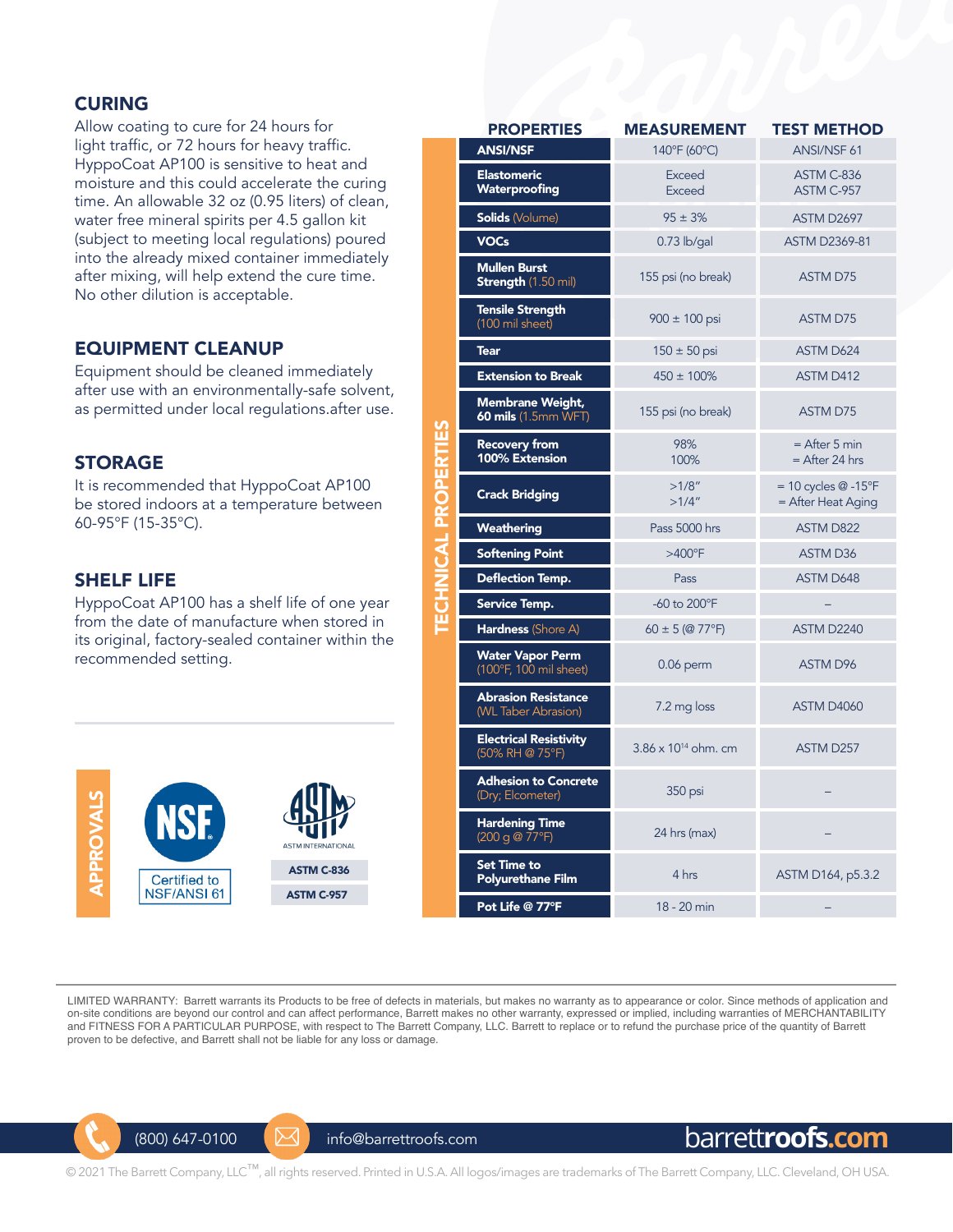## CURING

Allow coating to cure for 24 hours for light traffic, or 72 hours for heavy traffic. HyppoCoat AP100 is sensitive to heat and moisture and this could accelerate the curing time. An allowable 32 oz (0.95 liters) of clean, water free mineral spirits per 4.5 gallon kit (subject to meeting local regulations) poured into the already mixed container immediately after mixing, will help extend the cure time. No other dilution is acceptable.

## EQUIPMENT CLEANUP

Equipment should be cleaned immediately after use with an environmentally-safe solvent, as permitted under local regulations.after use.

## STORAGE

It is recommended that HyppoCoat AP100 be stored indoors at a temperature between 60-95°F (15-35°C).

## SHELF LIFE

HyppoCoat AP100 has a shelf life of one year from the date of manufacture when stored in its original, factory-sealed container within the recommended setting.

## APPROVALS

- NSF — Certified to NSF/ANSI 61
- ASTM INTERNATIONAL — ASTM C-836, ASTM C-957

## TECHNICAL PROPERTIES

| PROPERTIES | MEASUREMENT | TEST METHOD |
|---|---|---|
| **ANSI/NSF** | 140°F (60°C) | ANSI/NSF 61 |
| **Elastomeric Waterproofing** | Exceed<br>Exceed | ASTM C-836<br>ASTM C-957 |
| **Solids** (Volume) | 95 ± 3% | ASTM D2697 |
| **VOCs** | 0.73 lb/gal | ASTM D2369-81 |
| **Mullen Burst Strength** (1.50 mil) | 155 psi (no break) | ASTM D75 |
| **Tensile Strength** (100 mil sheet) | 900 ± 100 psi | ASTM D75 |
| **Tear** | 150 ± 50 psi | ASTM D624 |
| **Extension to Break** | 450 ± 100% | ASTM D412 |
| **Membrane Weight, 60 mils** (1.5mm WFT) | 155 psi (no break) | ASTM D75 |
| **Recovery from 100% Extension** | 98%<br>100% | = After 5 min<br>= After 24 hrs |
| **Crack Bridging** | >1/8"<br>>1/4" | = 10 cycles @ -15°F<br>= After Heat Aging |
| **Weathering** | Pass 5000 hrs | ASTM D822 |
| **Softening Point** | >400°F | ASTM D36 |
| **Deflection Temp.** | Pass | ASTM D648 |
| **Service Temp.** | -60 to 200°F | – |
| **Hardness** (Shore A) | 60 ± 5 (@ 77°F) | ASTM D2240 |
| **Water Vapor Perm** (100°F, 100 mil sheet) | 0.06 perm | ASTM D96 |
| **Abrasion Resistance** (WL Taber Abrasion) | 7.2 mg loss | ASTM D4060 |
| **Electrical Resistivity** (50% RH @ 75°F) | $3.86 \times 10^{14}$ ohm. cm | ASTM D257 |
| **Adhesion to Concrete** (Dry; Elcometer) | 350 psi | – |
| **Hardening Time** (200 g @ 77°F) | 24 hrs (max) | – |
| **Set Time to Polyurethane Film** | 4 hrs | ASTM D164, p5.3.2 |
| **Pot Life @ 77°F** | 18 - 20 min | – |

LIMITED WARRANTY: Barrett warrants its Products to be free of defects in materials, but makes no warranty as to appearance or color. Since methods of application and on-site conditions are beyond our control and can affect performance, Barrett makes no other warranty, expressed or implied, including warranties of MERCHANTABILITY and FITNESS FOR A PARTICULAR PURPOSE, with respect to The Barrett Company, LLC. Barrett to replace or to refund the purchase price of the quantity of Barrett proven to be defective, and Barrett shall not be liable for any loss or damage.

(800) 647-0100 | info@barrettroofs.com | barrettroofs.com

© 2021 The Barrett Company, LLC™, all rights reserved. Printed in U.S.A. All logos/images are trademarks of The Barrett Company, LLC. Cleveland, OH USA.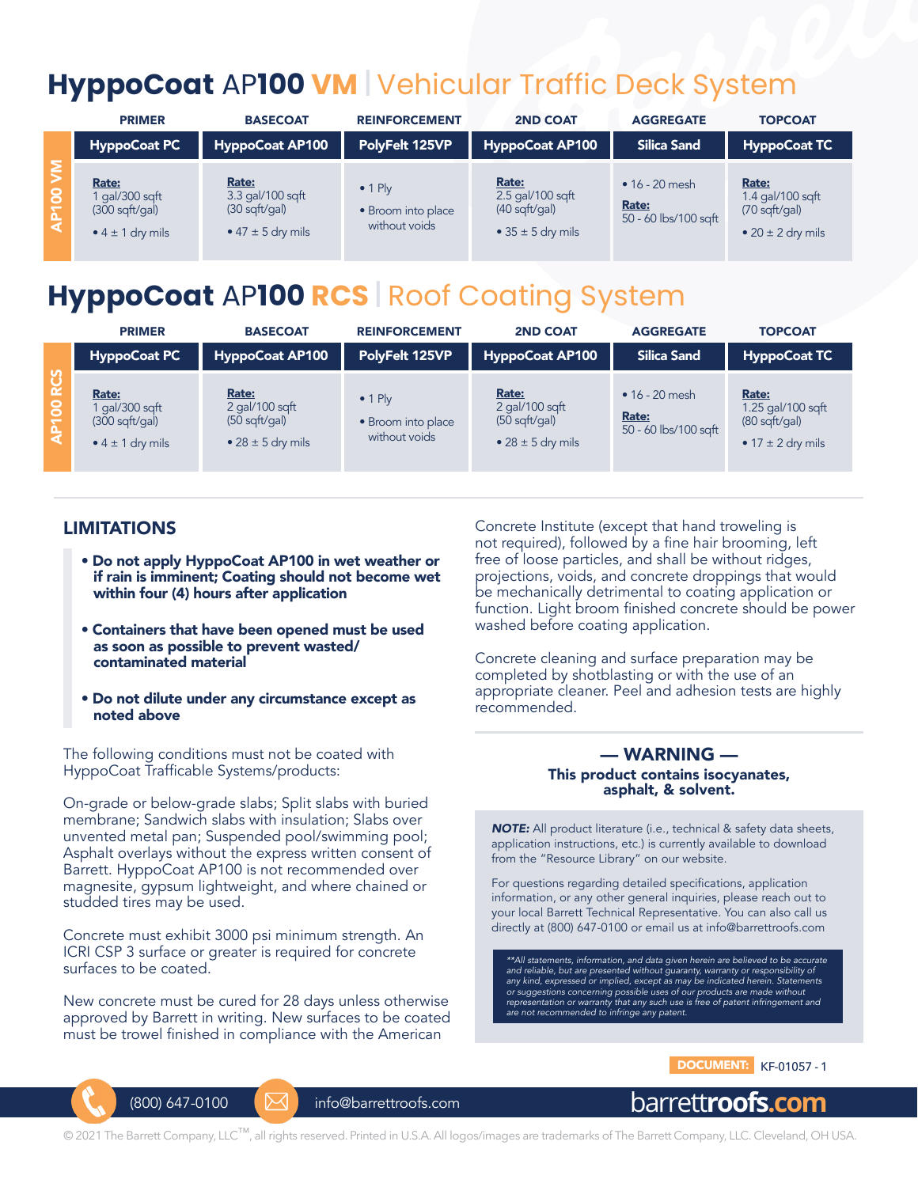# HyppoCoat AP100 VM | Vehicular Traffic Deck System

| | PRIMER | BASECOAT | REINFORCEMENT | 2ND COAT | AGGREGATE | TOPCOAT |
|---|---|---|---|---|---|---|
| AP100 VM | **HyppoCoat PC** | **HyppoCoat AP100** | **PolyFelt 125VP** | **HyppoCoat AP100** | **Silica Sand** | **HyppoCoat TC** |
| | Rate: 1 gal/300 sqft (300 sqft/gal) • 4 ± 1 dry mils | Rate: 3.3 gal/100 sqft (30 sqft/gal) • 47 ± 5 dry mils | • 1 Ply • Broom into place without voids | Rate: 2.5 gal/100 sqft (40 sqft/gal) • 35 ± 5 dry mils | • 16 - 20 mesh Rate: 50 - 60 lbs/100 sqft | Rate: 1.4 gal/100 sqft (70 sqft/gal) • 20 ± 2 dry mils |

# HyppoCoat AP100 RCS | Roof Coating System

| | PRIMER | BASECOAT | REINFORCEMENT | 2ND COAT | AGGREGATE | TOPCOAT |
|---|---|---|---|---|---|---|
| AP100 RCS | **HyppoCoat PC** | **HyppoCoat AP100** | **PolyFelt 125VP** | **HyppoCoat AP100** | **Silica Sand** | **HyppoCoat TC** |
| | Rate: 1 gal/300 sqft (300 sqft/gal) • 4 ± 1 dry mils | Rate: 2 gal/100 sqft (50 sqft/gal) • 28 ± 5 dry mils | • 1 Ply • Broom into place without voids | Rate: 2 gal/100 sqft (50 sqft/gal) • 28 ± 5 dry mils | • 16 - 20 mesh Rate: 50 - 60 lbs/100 sqft | Rate: 1.25 gal/100 sqft (80 sqft/gal) • 17 ± 2 dry mils |

## LIMITATIONS

- **Do not apply HyppoCoat AP100 in wet weather or if rain is imminent; Coating should not become wet within four (4) hours after application**
- **Containers that have been opened must be used as soon as possible to prevent wasted/ contaminated material**
- **Do not dilute under any circumstance except as noted above**

The following conditions must not be coated with HyppoCoat Trafficable Systems/products:

On-grade or below-grade slabs; Split slabs with buried membrane; Sandwich slabs with insulation; Slabs over unvented metal pan; Suspended pool/swimming pool; Asphalt overlays without the express written consent of Barrett. HyppoCoat AP100 is not recommended over magnesite, gypsum lightweight, and where chained or studded tires may be used.

Concrete must exhibit 3000 psi minimum strength. An ICRI CSP 3 surface or greater is required for concrete surfaces to be coated.

New concrete must be cured for 28 days unless otherwise approved by Barrett in writing. New surfaces to be coated must be trowel finished in compliance with the American Concrete Institute (except that hand troweling is not required), followed by a fine hair brooming, left free of loose particles, and shall be without ridges, projections, voids, and concrete droppings that would be mechanically detrimental to coating application or function. Light broom finished concrete should be power washed before coating application.

Concrete cleaning and surface preparation may be completed by shotblasting or with the use of an appropriate cleaner. Peel and adhesion tests are highly recommended.

**— WARNING —**

**This product contains isocyanates, asphalt, & solvent.**

***NOTE:*** All product literature (i.e., technical & safety data sheets, application instructions, etc.) is currently available to download from the "Resource Library" on our website.

For questions regarding detailed specifications, application information, or any other general inquiries, please reach out to your local Barrett Technical Representative. You can also call us directly at (800) 647-0100 or email us at info@barrettroofs.com

*\*\*All statements, information, and data given herein are believed to be accurate and reliable, but are presented without guaranty, warranty or responsibility of any kind, expressed or implied, except as may be indicated herein. Statements or suggestions concerning possible uses of our products are made without representation or warranty that any such use is free of patent infringement and are not recommended to infringe any patent.*

**DOCUMENT:** KF-01057 - 1

(800) 647-0100 | info@barrettroofs.com | barrettroofs.com

© 2021 The Barrett Company, LLC™, all rights reserved. Printed in U.S.A. All logos/images are trademarks of The Barrett Company, LLC. Cleveland, OH USA.